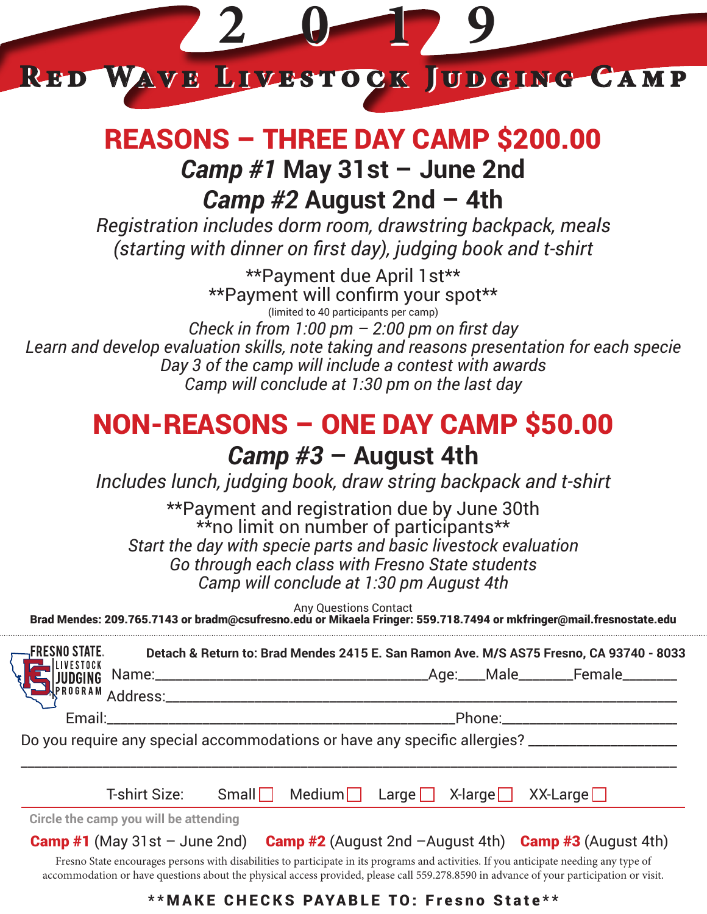# 2019

# Red Wave Livestock Judging Camp

## REASONS – THREE DAY CAMP $200.00

### *Camp #1* May 31st – June 2nd

### *Camp #2* August 2nd – 4th

*Registration includes dorm room, drawstring backpack, meals (starting with dinner on first day), judging book and t-shirt*

\*\*Payment due April 1st\*\*
\*\*Payment will confirm your spot\*\*
(limited to 40 participants per camp)

*Check in from 1:00 pm – 2:00 pm on first day*
*Learn and develop evaluation skills, note taking and reasons presentation for each specie*
*Day 3 of the camp will include a contest with awards*
*Camp will conclude at 1:30 pm on the last day*

## NON-REASONS – ONE DAY CAMP $50.00

### *Camp #3* – August 4th

*Includes lunch, judging book, draw string backpack and t-shirt*

\*\*Payment and registration due by June 30th
\*\*no limit on number of participants\*\*

*Start the day with specie parts and basic livestock evaluation*
*Go through each class with Fresno State students*
*Camp will conclude at 1:30 pm August 4th*

Any Questions Contact
**Brad Mendes: 209.765.7143 or bradm@csufresno.edu or Mikaela Fringer: 559.718.7494 or mkfringer@mail.fresnostate.edu**

---

FRESNO STATE. LIVESTOCK JUDGING PROGRAM

**Detach & Return to: Brad Mendes 2415 E. San Ramon Ave. M/S AS75 Fresno, CA 93740 - 8033**

Name:______________________________Age:____Male_______Female_______

Address:__________________________________________________________

Email:______________________________________Phone:____________________

Do you require any special accommodations or have any specific allergies? ________________

__________________________________________________________________

T-shirt Size: Small ☐ Medium ☐ Large ☐ X-large ☐ XX-Large ☐

**Circle the camp you will be attending**

**Camp #1** (May 31st – June 2nd) **Camp #2** (August 2nd –August 4th) **Camp #3** (August 4th)

Fresno State encourages persons with disabilities to participate in its programs and activities. If you anticipate needing any type of accommodation or have questions about the physical access provided, please call 559.278.8590 in advance of your participation or visit.

**\*\*MAKE CHECKS PAYABLE TO: Fresno State\*\***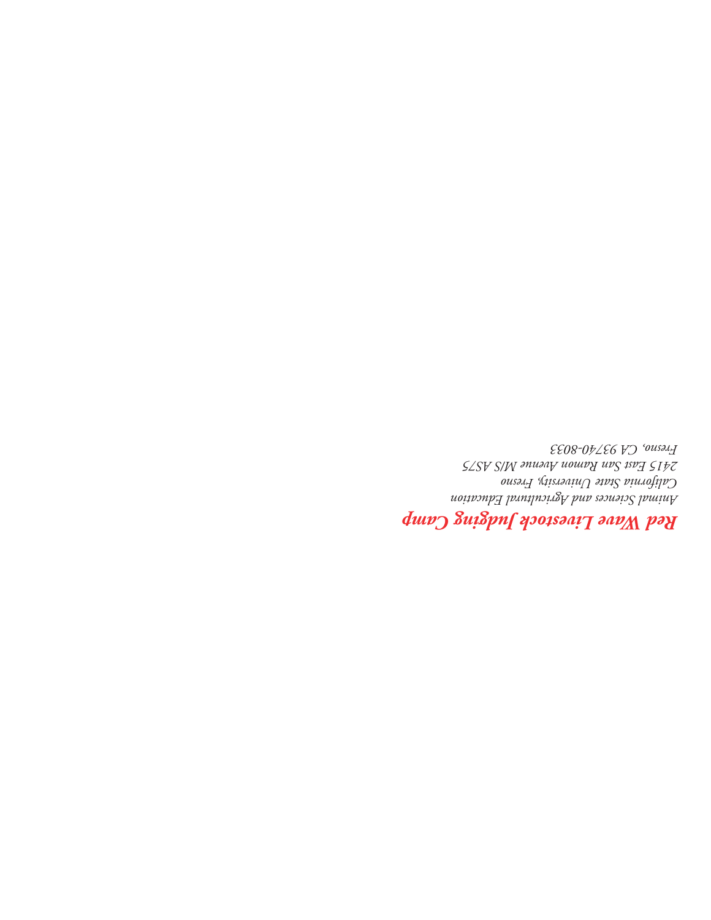***Red Wave Livestock Judging Camp***

*Animal Sciences and Agricultural Education*
*California State University, Fresno*
*2415 East San Ramon Avenue M/S AS75*
*Fresno, CA 93740-8033*